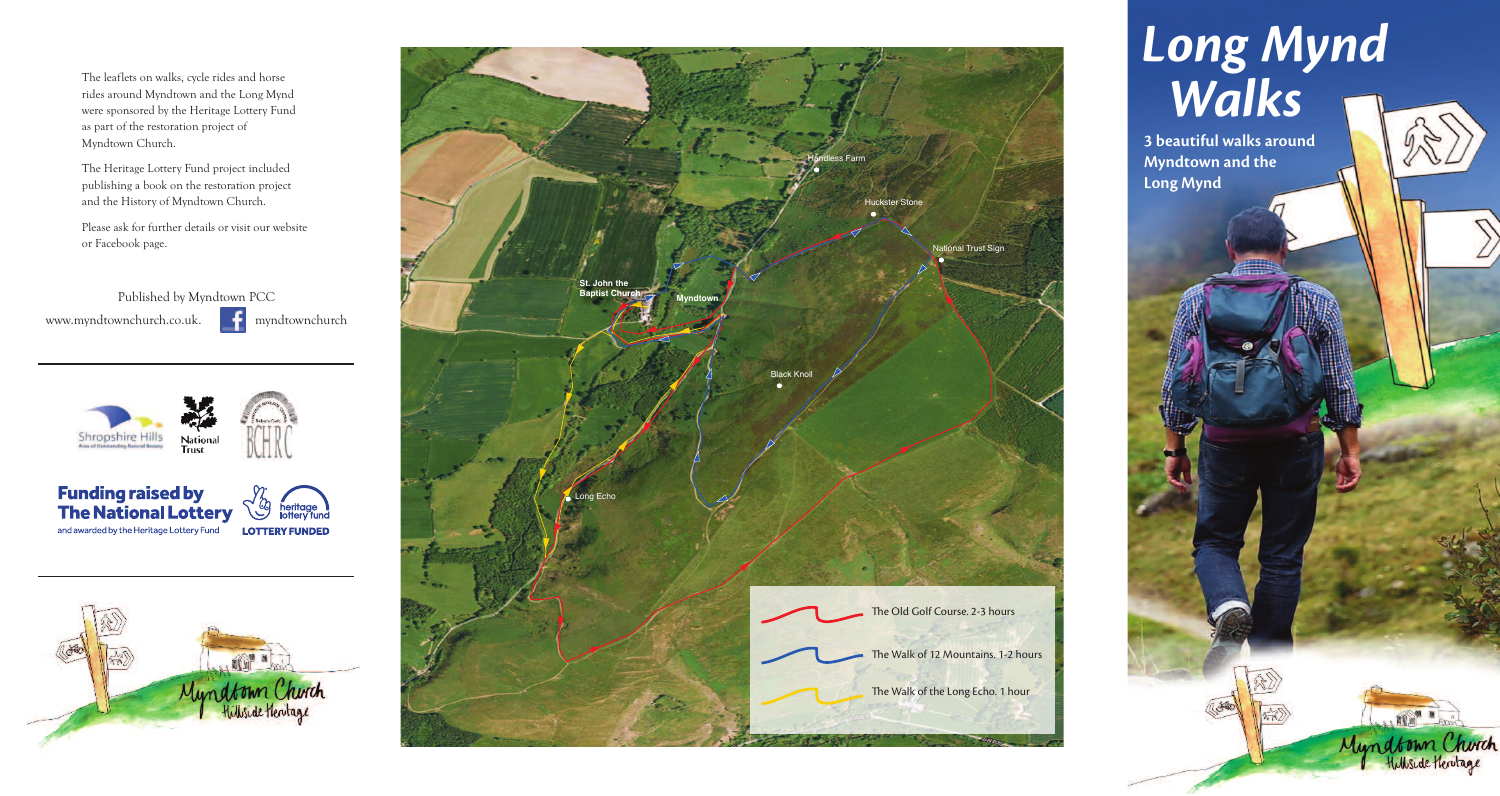The leaflets on walks, cycle rides and horse rides around Myndtown and the Long Mynd were sponsored by the Heritage Lottery Fund as part of the restoration project of Myndtown Church.

The Heritage Lottery Fund project included publishing a book on the restoration project and the History of Myndtown Church.

Please ask for further details or visit our website or Facebook page.

Published by Myndtown PCC

www.myndtownchurch.co.uk. myndtownchurch

Shropshire Hills — National Trust — BCHRC

**Funding raised by The National Lottery** and awarded by the Heritage Lottery Fund — heritage lottery fund LOTTERY FUNDED

Myndtown Church — Hillside Heritage

Handless Farm

Huckster Stone

National Trust Sign

St. John the Baptist Church

Myndtown

Black Knoll

Long Echo

- The Old Golf Course. 2-3 hours
- The Walk of 12 Mountains. 1-2 hours
- The Walk of the Long Echo. 1 hour

# *Long Mynd Walks*

**3 beautiful walks around Myndtown and the Long Mynd**

Myndtown Church — Hillside Heritage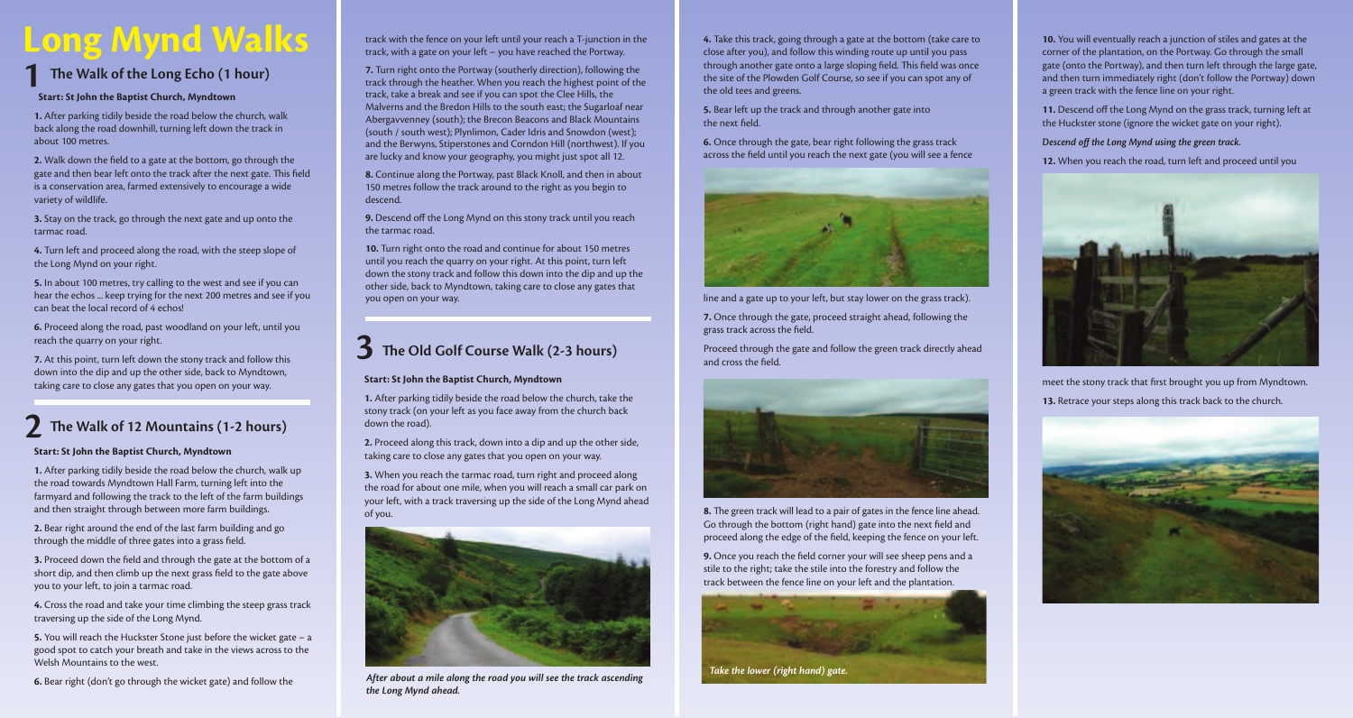# Long Mynd Walks

## 1 The Walk of the Long Echo (1 hour)

**Start: St John the Baptist Church, Myndtown**

**1.** After parking tidily beside the road below the church, walk back along the road downhill, turning left down the track in about 100 metres.

**2.** Walk down the field to a gate at the bottom, go through the gate and then bear left onto the track after the next gate. This field is a conservation area, farmed extensively to encourage a wide variety of wildlife.

**3.** Stay on the track, go through the next gate and up onto the tarmac road.

**4.** Turn left and proceed along the road, with the steep slope of the Long Mynd on your right.

**5.** In about 100 metres, try calling to the west and see if you can hear the echos ... keep trying for the next 200 metres and see if you can beat the local record of 4 echos!

**6.** Proceed along the road, past woodland on your left, until you reach the quarry on your right.

**7.** At this point, turn left down the stony track and follow this down into the dip and up the other side, back to Myndtown, taking care to close any gates that you open on your way.

## 2 The Walk of 12 Mountains (1-2 hours)

**Start: St John the Baptist Church, Myndtown**

**1.** After parking tidily beside the road below the church, walk up the road towards Myndtown Hall Farm, turning left into the farmyard and following the track to the left of the farm buildings and then straight through between more farm buildings.

**2.** Bear right around the end of the last farm building and go through the middle of three gates into a grass field.

**3.** Proceed down the field and through the gate at the bottom of a short dip, and then climb up the next grass field to the gate above you to your left, to join a tarmac road.

**4.** Cross the road and take your time climbing the steep grass track traversing up the side of the Long Mynd.

**5.** You will reach the Huckster Stone just before the wicket gate – a good spot to catch your breath and take in the views across to the Welsh Mountains to the west.

**6.** Bear right (don't go through the wicket gate) and follow the track with the fence on your left until your reach a T-junction in the track, with a gate on your left – you have reached the Portway.

**7.** Turn right onto the Portway (southerly direction), following the track through the heather. When you reach the highest point of the track, take a break and see if you can spot the Clee Hills, the Malverns and the Bredon Hills to the south east; the Sugarloaf near Abergavvenney (south); the Brecon Beacons and Black Mountains (south / south west); Plynlimon, Cader Idris and Snowdon (west); and the Berwyns, Stiperstones and Corndon Hill (northwest). If you are lucky and know your geography, you might just spot all 12.

**8.** Continue along the Portway, past Black Knoll, and then in about 150 metres follow the track around to the right as you begin to descend.

**9.** Descend off the Long Mynd on this stony track until you reach the tarmac road.

**10.** Turn right onto the road and continue for about 150 metres until you reach the quarry on your right. At this point, turn left down the stony track and follow this down into the dip and up the other side, back to Myndtown, taking care to close any gates that you open on your way.

## 3 The Old Golf Course Walk (2-3 hours)

**Start: St John the Baptist Church, Myndtown**

**1.** After parking tidily beside the road below the church, take the stony track (on your left as you face away from the church back down the road).

**2.** Proceed along this track, down into a dip and up the other side, taking care to close any gates that you open on your way.

**3.** When you reach the tarmac road, turn right and proceed along the road for about one mile, when you will reach a small car park on your left, with a track traversing up the side of the Long Mynd ahead of you.

*After about a mile along the road you will see the track ascending the Long Mynd ahead.*

**4.** Take this track, going through a gate at the bottom (take care to close after you), and follow this winding route up until you pass through another gate onto a large sloping field. This field was once the site of the Plowden Golf Course, so see if you can spot any of the old tees and greens.

**5.** Bear left up the track and through another gate into the next field.

**6.** Once through the gate, bear right following the grass track across the field until you reach the next gate (you will see a fence line and a gate up to your left, but stay lower on the grass track).

**7.** Once through the gate, proceed straight ahead, following the grass track across the field.

Proceed through the gate and follow the green track directly ahead and cross the field.

**8.** The green track will lead to a pair of gates in the fence line ahead. Go through the bottom (right hand) gate into the next field and proceed along the edge of the field, keeping the fence on your left.

**9.** Once you reach the field corner your will see sheep pens and a stile to the right; take the stile into the forestry and follow the track between the fence line on your left and the plantation.

*Take the lower (right hand) gate.*

**10.** You will eventually reach a junction of stiles and gates at the corner of the plantation, on the Portway. Go through the small gate (onto the Portway), and then turn left through the large gate, and then turn immediately right (don't follow the Portway) down a green track with the fence line on your right.

**11.** Descend off the Long Mynd on the grass track, turning left at the Huckster stone (ignore the wicket gate on your right).

*Descend off the Long Mynd using the green track.*

**12.** When you reach the road, turn left and proceed until you meet the stony track that first brought you up from Myndtown.

**13.** Retrace your steps along this track back to the church.